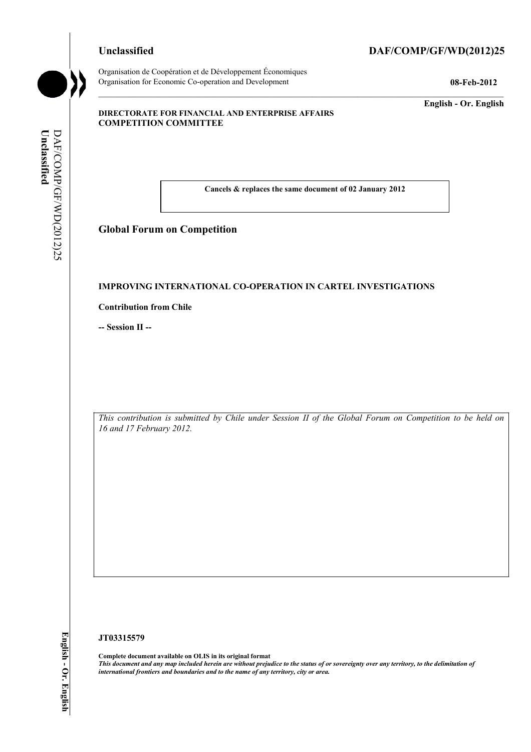**Unclassified** **DAF/COMP/GF/WD(2012)25**

Organisation de Coopération et de Développement Économiques
Organisation for Economic Co-operation and Development **08-Feb-2012**

**English - Or. English**

**DIRECTORATE FOR FINANCIAL AND ENTERPRISE AFFAIRS**
**COMPETITION COMMITTEE**

**Cancels & replaces the same document of 02 January 2012**

## Global Forum on Competition

**IMPROVING INTERNATIONAL CO-OPERATION IN CARTEL INVESTIGATIONS**

**Contribution from Chile**

**-- Session II --**

*This contribution is submitted by Chile under Session II of the Global Forum on Competition to be held on 16 and 17 February 2012.*

**JT03315579**

**Complete document available on OLIS in its original format**
***This document and any map included herein are without prejudice to the status of or sovereignty over any territory, to the delimitation of international frontiers and boundaries and to the name of any territory, city or area.***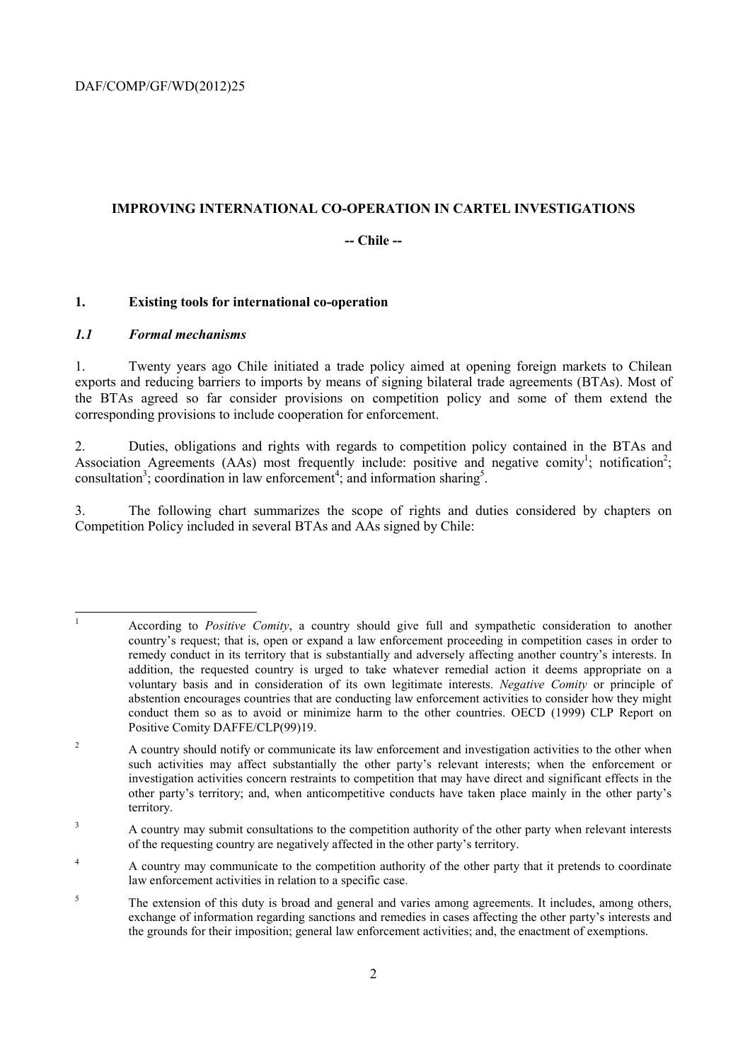## IMPROVING INTERNATIONAL CO-OPERATION IN CARTEL INVESTIGATIONS

**-- Chile --**

### 1. Existing tools for international co-operation

#### *1.1 Formal mechanisms*

1. Twenty years ago Chile initiated a trade policy aimed at opening foreign markets to Chilean exports and reducing barriers to imports by means of signing bilateral trade agreements (BTAs). Most of the BTAs agreed so far consider provisions on competition policy and some of them extend the corresponding provisions to include cooperation for enforcement.

2. Duties, obligations and rights with regards to competition policy contained in the BTAs and Association Agreements (AAs) most frequently include: positive and negative comity[1]; notification[2]; consultation[3]; coordination in law enforcement[4]; and information sharing[5].

3. The following chart summarizes the scope of rights and duties considered by chapters on Competition Policy included in several BTAs and AAs signed by Chile:

---

[1] According to *Positive Comity*, a country should give full and sympathetic consideration to another country's request; that is, open or expand a law enforcement proceeding in competition cases in order to remedy conduct in its territory that is substantially and adversely affecting another country's interests. In addition, the requested country is urged to take whatever remedial action it deems appropriate on a voluntary basis and in consideration of its own legitimate interests. *Negative Comity* or principle of abstention encourages countries that are conducting law enforcement activities to consider how they might conduct them so as to avoid or minimize harm to the other countries. OECD (1999) CLP Report on Positive Comity DAFFE/CLP(99)19.

[2] A country should notify or communicate its law enforcement and investigation activities to the other when such activities may affect substantially the other party's relevant interests; when the enforcement or investigation activities concern restraints to competition that may have direct and significant effects in the other party's territory; and, when anticompetitive conducts have taken place mainly in the other party's territory.

[3] A country may submit consultations to the competition authority of the other party when relevant interests of the requesting country are negatively affected in the other party's territory.

[4] A country may communicate to the competition authority of the other party that it pretends to coordinate law enforcement activities in relation to a specific case.

[5] The extension of this duty is broad and general and varies among agreements. It includes, among others, exchange of information regarding sanctions and remedies in cases affecting the other party's interests and the grounds for their imposition; general law enforcement activities; and, the enactment of exemptions.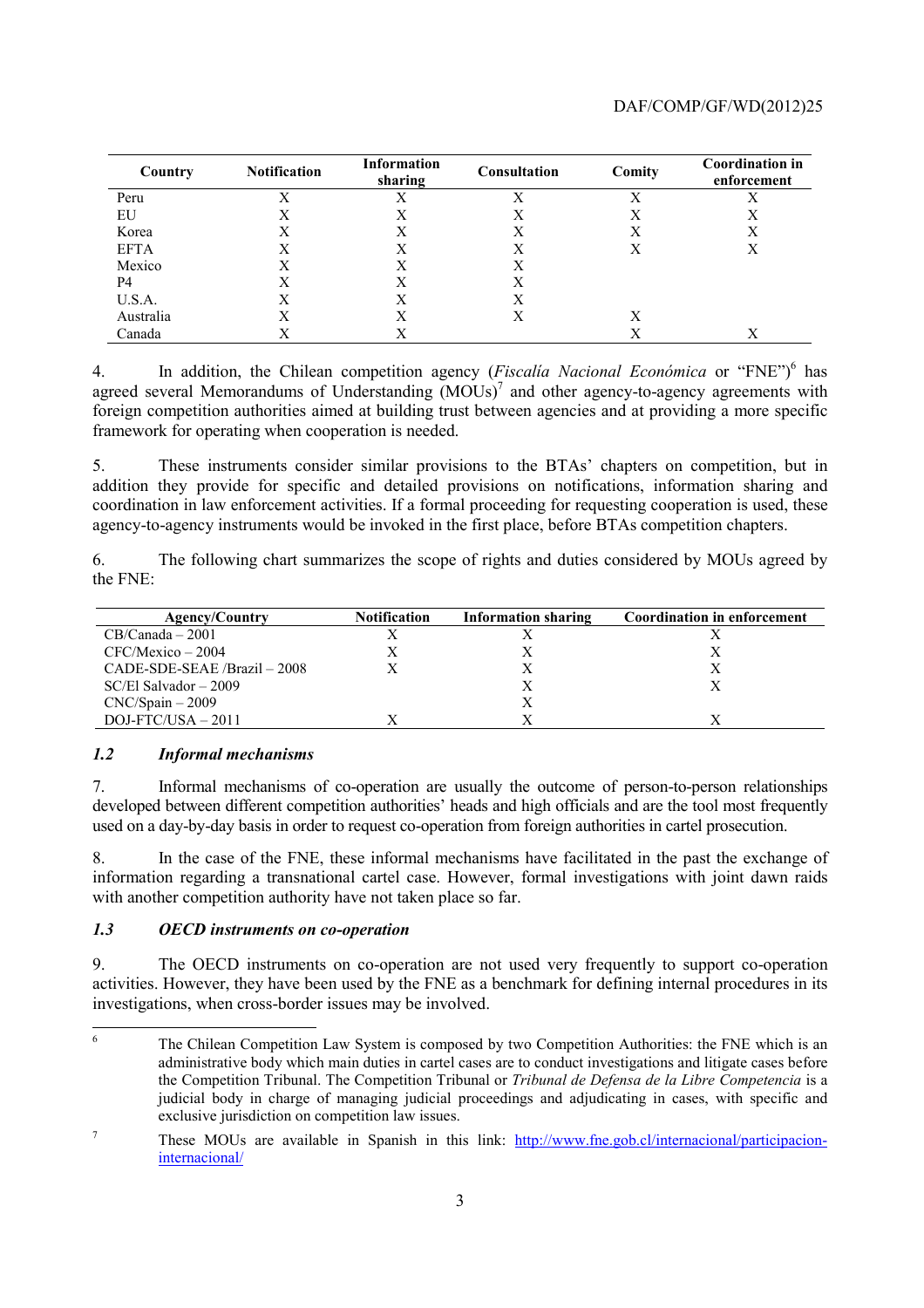| Country | Notification | Information sharing | Consultation | Comity | Coordination in enforcement |
|---|---|---|---|---|---|
| Peru | X | X | X | X | X |
| EU | X | X | X | X | X |
| Korea | X | X | X | X | X |
| EFTA | X | X | X | X | X |
| Mexico | X | X | X | | |
| P4 | X | X | X | | |
| U.S.A. | X | X | X | | |
| Australia | X | X | X | X | |
| Canada | X | X | | X | X |

4. In addition, the Chilean competition agency (*Fiscalía Nacional Económica* or "FNE")[6] has agreed several Memorandums of Understanding (MOUs)[7] and other agency-to-agency agreements with foreign competition authorities aimed at building trust between agencies and at providing a more specific framework for operating when cooperation is needed.

5. These instruments consider similar provisions to the BTAs' chapters on competition, but in addition they provide for specific and detailed provisions on notifications, information sharing and coordination in law enforcement activities. If a formal proceeding for requesting cooperation is used, these agency-to-agency instruments would be invoked in the first place, before BTAs competition chapters.

6. The following chart summarizes the scope of rights and duties considered by MOUs agreed by the FNE:

| Agency/Country | Notification | Information sharing | Coordination in enforcement |
|---|---|---|---|
| CB/Canada – 2001 | X | X | X |
| CFC/Mexico – 2004 | X | X | X |
| CADE-SDE-SEAE /Brazil – 2008 | X | X | X |
| SC/El Salvador – 2009 | | X | X |
| CNC/Spain – 2009 | | X | |
| DOJ-FTC/USA – 2011 | X | X | X |

### *1.2 Informal mechanisms*

7. Informal mechanisms of co-operation are usually the outcome of person-to-person relationships developed between different competition authorities' heads and high officials and are the tool most frequently used on a day-by-day basis in order to request co-operation from foreign authorities in cartel prosecution.

8. In the case of the FNE, these informal mechanisms have facilitated in the past the exchange of information regarding a transnational cartel case. However, formal investigations with joint dawn raids with another competition authority have not taken place so far.

### *1.3 OECD instruments on co-operation*

9. The OECD instruments on co-operation are not used very frequently to support co-operation activities. However, they have been used by the FNE as a benchmark for defining internal procedures in its investigations, when cross-border issues may be involved.

---

[6] The Chilean Competition Law System is composed by two Competition Authorities: the FNE which is an administrative body which main duties in cartel cases are to conduct investigations and litigate cases before the Competition Tribunal. The Competition Tribunal or *Tribunal de Defensa de la Libre Competencia* is a judicial body in charge of managing judicial proceedings and adjudicating in cases, with specific and exclusive jurisdiction on competition law issues.

[7] These MOUs are available in Spanish in this link: http://www.fne.gob.cl/internacional/participacion-internacional/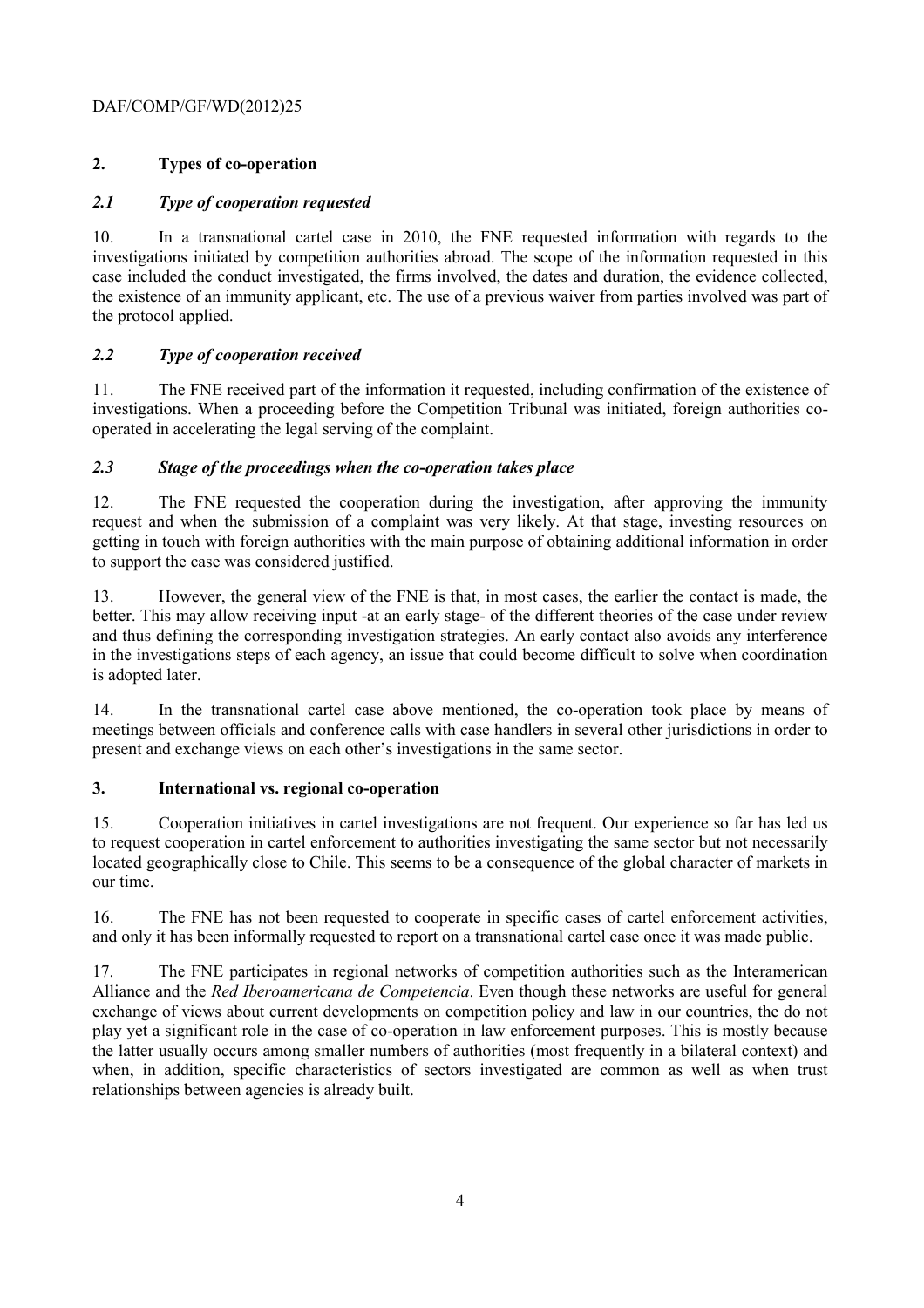## 2. Types of co-operation

### *2.1 Type of cooperation requested*

10. In a transnational cartel case in 2010, the FNE requested information with regards to the investigations initiated by competition authorities abroad. The scope of the information requested in this case included the conduct investigated, the firms involved, the dates and duration, the evidence collected, the existence of an immunity applicant, etc. The use of a previous waiver from parties involved was part of the protocol applied.

### *2.2 Type of cooperation received*

11. The FNE received part of the information it requested, including confirmation of the existence of investigations. When a proceeding before the Competition Tribunal was initiated, foreign authorities co-operated in accelerating the legal serving of the complaint.

### *2.3 Stage of the proceedings when the co-operation takes place*

12. The FNE requested the cooperation during the investigation, after approving the immunity request and when the submission of a complaint was very likely. At that stage, investing resources on getting in touch with foreign authorities with the main purpose of obtaining additional information in order to support the case was considered justified.

13. However, the general view of the FNE is that, in most cases, the earlier the contact is made, the better. This may allow receiving input -at an early stage- of the different theories of the case under review and thus defining the corresponding investigation strategies. An early contact also avoids any interference in the investigations steps of each agency, an issue that could become difficult to solve when coordination is adopted later.

14. In the transnational cartel case above mentioned, the co-operation took place by means of meetings between officials and conference calls with case handlers in several other jurisdictions in order to present and exchange views on each other's investigations in the same sector.

## 3. International vs. regional co-operation

15. Cooperation initiatives in cartel investigations are not frequent. Our experience so far has led us to request cooperation in cartel enforcement to authorities investigating the same sector but not necessarily located geographically close to Chile. This seems to be a consequence of the global character of markets in our time.

16. The FNE has not been requested to cooperate in specific cases of cartel enforcement activities, and only it has been informally requested to report on a transnational cartel case once it was made public.

17. The FNE participates in regional networks of competition authorities such as the Interamerican Alliance and the *Red Iberoamericana de Competencia*. Even though these networks are useful for general exchange of views about current developments on competition policy and law in our countries, the do not play yet a significant role in the case of co-operation in law enforcement purposes. This is mostly because the latter usually occurs among smaller numbers of authorities (most frequently in a bilateral context) and when, in addition, specific characteristics of sectors investigated are common as well as when trust relationships between agencies is already built.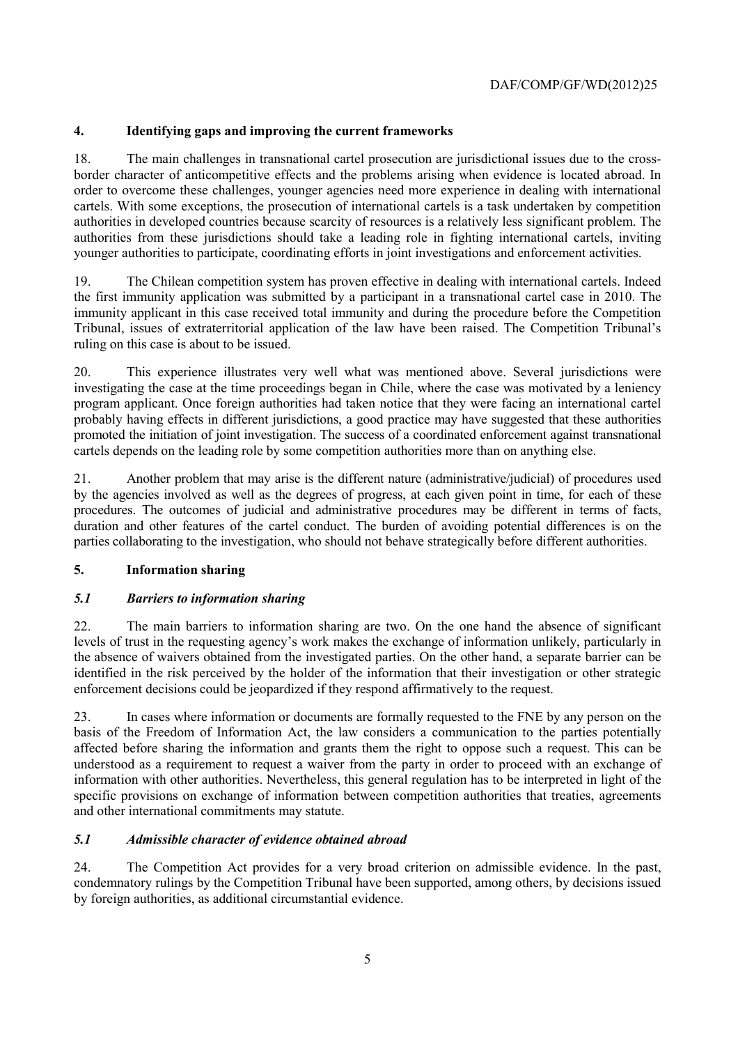## 4. Identifying gaps and improving the current frameworks

18. The main challenges in transnational cartel prosecution are jurisdictional issues due to the cross-border character of anticompetitive effects and the problems arising when evidence is located abroad. In order to overcome these challenges, younger agencies need more experience in dealing with international cartels. With some exceptions, the prosecution of international cartels is a task undertaken by competition authorities in developed countries because scarcity of resources is a relatively less significant problem. The authorities from these jurisdictions should take a leading role in fighting international cartels, inviting younger authorities to participate, coordinating efforts in joint investigations and enforcement activities.

19. The Chilean competition system has proven effective in dealing with international cartels. Indeed the first immunity application was submitted by a participant in a transnational cartel case in 2010. The immunity applicant in this case received total immunity and during the procedure before the Competition Tribunal, issues of extraterritorial application of the law have been raised. The Competition Tribunal's ruling on this case is about to be issued.

20. This experience illustrates very well what was mentioned above. Several jurisdictions were investigating the case at the time proceedings began in Chile, where the case was motivated by a leniency program applicant. Once foreign authorities had taken notice that they were facing an international cartel probably having effects in different jurisdictions, a good practice may have suggested that these authorities promoted the initiation of joint investigation. The success of a coordinated enforcement against transnational cartels depends on the leading role by some competition authorities more than on anything else.

21. Another problem that may arise is the different nature (administrative/judicial) of procedures used by the agencies involved as well as the degrees of progress, at each given point in time, for each of these procedures. The outcomes of judicial and administrative procedures may be different in terms of facts, duration and other features of the cartel conduct. The burden of avoiding potential differences is on the parties collaborating to the investigation, who should not behave strategically before different authorities.

## 5. Information sharing

### *5.1 Barriers to information sharing*

22. The main barriers to information sharing are two. On the one hand the absence of significant levels of trust in the requesting agency's work makes the exchange of information unlikely, particularly in the absence of waivers obtained from the investigated parties. On the other hand, a separate barrier can be identified in the risk perceived by the holder of the information that their investigation or other strategic enforcement decisions could be jeopardized if they respond affirmatively to the request.

23. In cases where information or documents are formally requested to the FNE by any person on the basis of the Freedom of Information Act, the law considers a communication to the parties potentially affected before sharing the information and grants them the right to oppose such a request. This can be understood as a requirement to request a waiver from the party in order to proceed with an exchange of information with other authorities. Nevertheless, this general regulation has to be interpreted in light of the specific provisions on exchange of information between competition authorities that treaties, agreements and other international commitments may statute.

### *5.1 Admissible character of evidence obtained abroad*

24. The Competition Act provides for a very broad criterion on admissible evidence. In the past, condemnatory rulings by the Competition Tribunal have been supported, among others, by decisions issued by foreign authorities, as additional circumstantial evidence.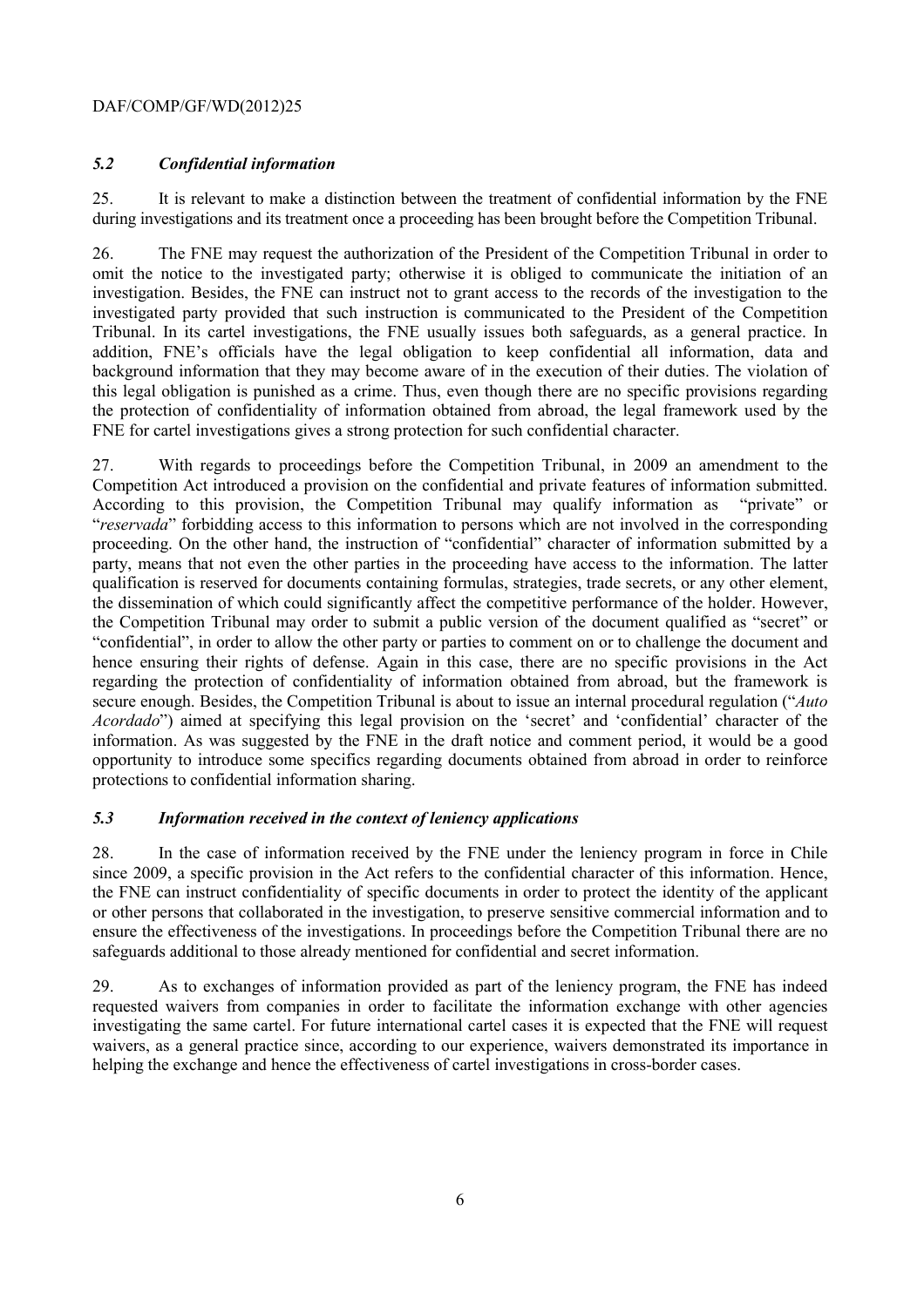### *5.2 Confidential information*

25. It is relevant to make a distinction between the treatment of confidential information by the FNE during investigations and its treatment once a proceeding has been brought before the Competition Tribunal.

26. The FNE may request the authorization of the President of the Competition Tribunal in order to omit the notice to the investigated party; otherwise it is obliged to communicate the initiation of an investigation. Besides, the FNE can instruct not to grant access to the records of the investigation to the investigated party provided that such instruction is communicated to the President of the Competition Tribunal. In its cartel investigations, the FNE usually issues both safeguards, as a general practice. In addition, FNE's officials have the legal obligation to keep confidential all information, data and background information that they may become aware of in the execution of their duties. The violation of this legal obligation is punished as a crime. Thus, even though there are no specific provisions regarding the protection of confidentiality of information obtained from abroad, the legal framework used by the FNE for cartel investigations gives a strong protection for such confidential character.

27. With regards to proceedings before the Competition Tribunal, in 2009 an amendment to the Competition Act introduced a provision on the confidential and private features of information submitted. According to this provision, the Competition Tribunal may qualify information as "private" or "*reservada*" forbidding access to this information to persons which are not involved in the corresponding proceeding. On the other hand, the instruction of "confidential" character of information submitted by a party, means that not even the other parties in the proceeding have access to the information. The latter qualification is reserved for documents containing formulas, strategies, trade secrets, or any other element, the dissemination of which could significantly affect the competitive performance of the holder. However, the Competition Tribunal may order to submit a public version of the document qualified as "secret" or "confidential", in order to allow the other party or parties to comment on or to challenge the document and hence ensuring their rights of defense. Again in this case, there are no specific provisions in the Act regarding the protection of confidentiality of information obtained from abroad, but the framework is secure enough. Besides, the Competition Tribunal is about to issue an internal procedural regulation ("*Auto Acordado*") aimed at specifying this legal provision on the 'secret' and 'confidential' character of the information. As was suggested by the FNE in the draft notice and comment period, it would be a good opportunity to introduce some specifics regarding documents obtained from abroad in order to reinforce protections to confidential information sharing.

### *5.3 Information received in the context of leniency applications*

28. In the case of information received by the FNE under the leniency program in force in Chile since 2009, a specific provision in the Act refers to the confidential character of this information. Hence, the FNE can instruct confidentiality of specific documents in order to protect the identity of the applicant or other persons that collaborated in the investigation, to preserve sensitive commercial information and to ensure the effectiveness of the investigations. In proceedings before the Competition Tribunal there are no safeguards additional to those already mentioned for confidential and secret information.

29. As to exchanges of information provided as part of the leniency program, the FNE has indeed requested waivers from companies in order to facilitate the information exchange with other agencies investigating the same cartel. For future international cartel cases it is expected that the FNE will request waivers, as a general practice since, according to our experience, waivers demonstrated its importance in helping the exchange and hence the effectiveness of cartel investigations in cross-border cases.